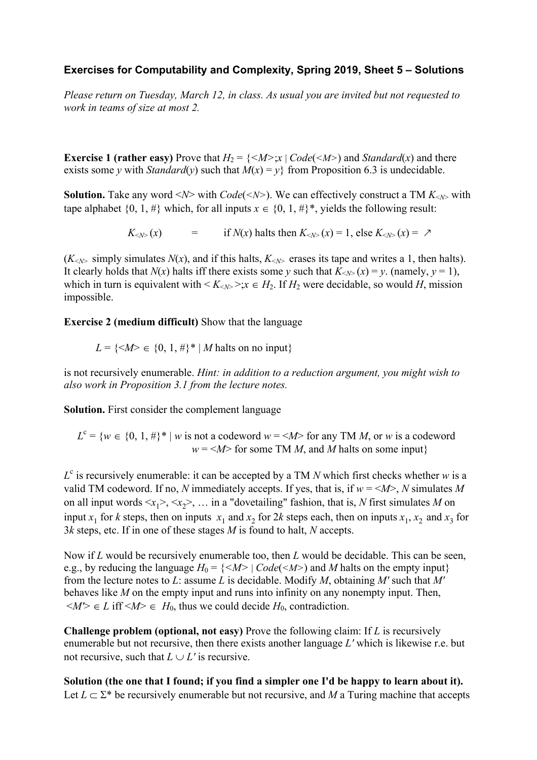**Exercises for Computability and Complexity, Spring 2019, Sheet 5 – Solutions**

*Please return on Tuesday, March 12, in class. As usual you are invited but not requested to work in teams of size at most 2.*

**Exercise 1 (rather easy)** Prove that $H_2 = \{<M>;x \mid Code(<M>)$ and $Standard(x)$ and there exists some $y$ with $Standard(y)$ such that $M(x) = y\}$ from Proposition 6.3 is undecidable.

**Solution.** Take any word $<N>$ with $Code(<N>)$. We can effectively construct a TM $K_{<N>}$ with tape alphabet $\{0, 1, \#\}$ which, for all inputs $x \in \{0, 1, \#\}^*$, yields the following result:

$$K_{<N>}(x) \quad = \quad \text{if } N(x) \text{ halts then } K_{<N>}(x) = 1, \text{ else } K_{<N>}(x) = \nearrow$$

($K_{<N>}$ simply simulates $N(x)$, and if this halts, $K_{<N>}$ erases its tape and writes a 1, then halts). It clearly holds that $N(x)$ halts iff there exists some $y$ such that $K_{<N>}(x) = y$. (namely, $y = 1$), which in turn is equivalent with $< K_{<N>} >;x \in H_2$. If $H_2$ were decidable, so would $H$, mission impossible.

**Exercise 2 (medium difficult)** Show that the language

$$L = \{<M> \in \{0, 1, \#\}^* \mid M \text{ halts on no input}\}$$

is not recursively enumerable. *Hint: in addition to a reduction argument, you might wish to also work in Proposition 3.1 from the lecture notes.*

**Solution.** First consider the complement language

$$L^c = \{w \in \{0, 1, \#\}^* \mid w \text{ is not a codeword } w = <M> \text{ for any TM } M, \text{ or } w \text{ is a codeword } w = <M> \text{ for some TM } M, \text{ and } M \text{ halts on some input}\}$$

$L^c$ is recursively enumerable: it can be accepted by a TM $N$ which first checks whether $w$ is a valid TM codeword. If no, $N$ immediately accepts. If yes, that is, if $w = <M>$, $N$ simulates $M$ on all input words $<x_1>$, $<x_2>$, … in a "dovetailing" fashion, that is, $N$ first simulates $M$ on input $x_1$ for $k$ steps, then on inputs $x_1$ and $x_2$ for $2k$ steps each, then on inputs $x_1$, $x_2$ and $x_3$ for $3k$ steps, etc. If in one of these stages $M$ is found to halt, $N$ accepts.

Now if $L$ would be recursively enumerable too, then $L$ would be decidable. This can be seen, e.g., by reducing the language $H_0 = \{<M> \mid Code(<M>)$ and $M$ halts on the empty input$\}$ from the lecture notes to $L$: assume $L$ is decidable. Modify $M$, obtaining $M'$ such that $M'$ behaves like $M$ on the empty input and runs into infinity on any nonempty input. Then, $<M'> \in L$ iff $<M> \in H_0$, thus we could decide $H_0$, contradiction.

**Challenge problem (optional, not easy)** Prove the following claim: If $L$ is recursively enumerable but not recursive, then there exists another language $L'$ which is likewise r.e. but not recursive, such that $L \cup L'$ is recursive.

**Solution (the one that I found; if you find a simpler one I'd be happy to learn about it).** Let $L \subset \Sigma^*$ be recursively enumerable but not recursive, and $M$ a Turing machine that accepts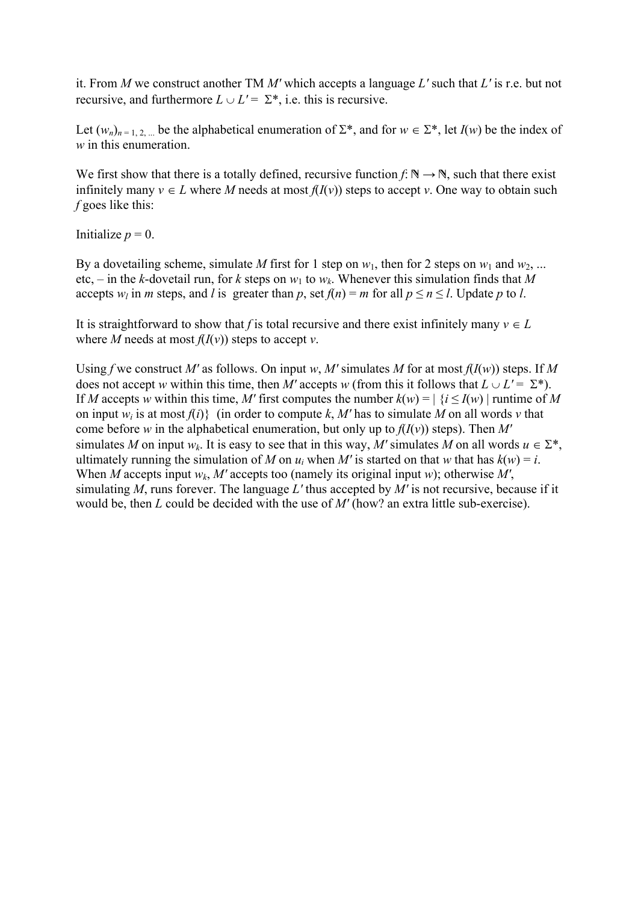it. From $M$ we construct another TM $M'$ which accepts a language $L'$ such that $L'$ is r.e. but not recursive, and furthermore $L \cup L' = \Sigma^*$, i.e. this is recursive.

Let $(w_n)_{n = 1, 2, ...}$ be the alphabetical enumeration of $\Sigma^*$, and for $w \in \Sigma^*$, let $I(w)$ be the index of $w$ in this enumeration.

We first show that there is a totally defined, recursive function $f: \mathbb{N} \to \mathbb{N}$, such that there exist infinitely many $v \in L$ where $M$ needs at most $f(I(v))$ steps to accept $v$. One way to obtain such $f$ goes like this:

Initialize $p = 0$.

By a dovetailing scheme, simulate $M$ first for 1 step on $w_1$, then for 2 steps on $w_1$ and $w_2$, ... etc, – in the $k$-dovetail run, for $k$ steps on $w_1$ to $w_k$. Whenever this simulation finds that $M$ accepts $w_l$ in $m$ steps, and $l$ is greater than $p$, set $f(n) = m$ for all $p \leq n \leq l$. Update $p$ to $l$.

It is straightforward to show that $f$ is total recursive and there exist infinitely many $v \in L$ where $M$ needs at most $f(I(v))$ steps to accept $v$.

Using $f$ we construct $M'$ as follows. On input $w$, $M'$ simulates $M$ for at most $f(I(w))$ steps. If $M$ does not accept $w$ within this time, then $M'$ accepts $w$ (from this it follows that $L \cup L' = \Sigma^*$). If $M$ accepts $w$ within this time, $M'$ first computes the number $k(w) = | \{i \leq I(w) \mid \text{runtime of } M \text{ on input } w_i \text{ is at most } f(i)\}$ (in order to compute $k$, $M'$ has to simulate $M$ on all words $v$ that come before $w$ in the alphabetical enumeration, but only up to $f(I(v))$ steps). Then $M'$ simulates $M$ on input $w_k$. It is easy to see that in this way, $M'$ simulates $M$ on all words $u \in \Sigma^*$, ultimately running the simulation of $M$ on $u_i$ when $M'$ is started on that $w$ that has $k(w) = i$. When $M$ accepts input $w_k$, $M'$ accepts too (namely its original input $w$); otherwise $M'$, simulating $M$, runs forever. The language $L'$ thus accepted by $M'$ is not recursive, because if it would be, then $L$ could be decided with the use of $M'$ (how? an extra little sub-exercise).